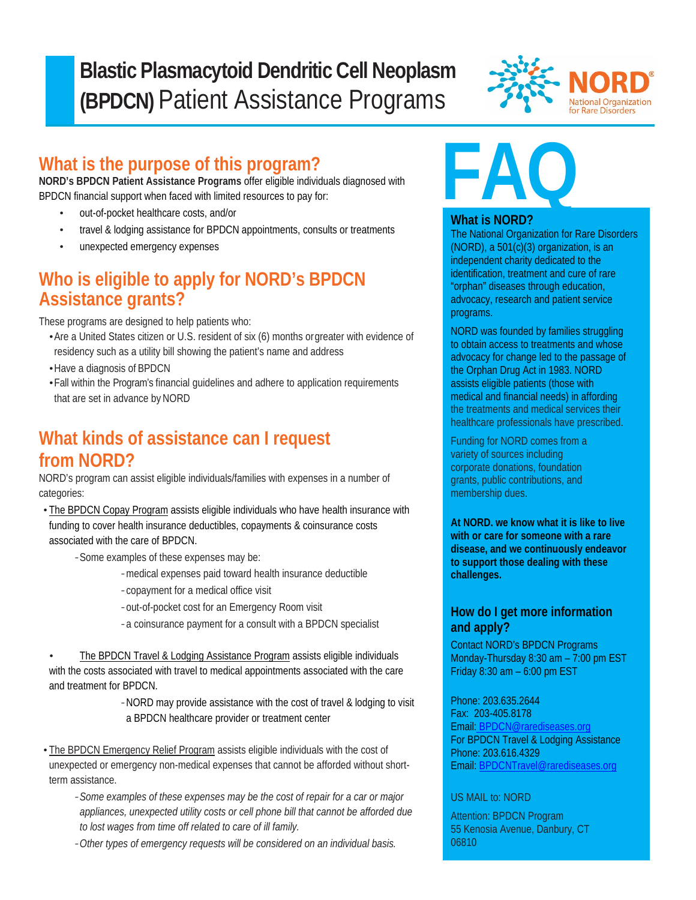# Blastic Plasmacytoid Dendritic Cell Neoplasm (BPDCN) Patient Assistance Programs

## What is the purpose of this program?

**NORD's BPDCN Patient Assistance Programs** offer eligible individuals diagnosed with BPDCN financial support when faced with limited resources to pay for:

- out-of-pocket healthcare costs, and/or
- travel & lodging assistance for BPDCN appointments, consults or treatments
- unexpected emergency expenses

## Who is eligible to apply for NORD's BPDCN Assistance grants?

These programs are designed to help patients who:

- Are a United States citizen or U.S. resident of six (6) months or greater with evidence of residency such as a utility bill showing the patient's name and address
- Have a diagnosis of BPDCN
- Fall within the Program's financial guidelines and adhere to application requirements that are set in advance by NORD

## What kinds of assistance can I request from NORD?

NORD's program can assist eligible individuals/families with expenses in a number of categories:

- The BPDCN Copay Program assists eligible individuals who have health insurance with funding to cover health insurance deductibles, copayments & coinsurance costs associated with the care of BPDCN.
  - Some examples of these expenses may be:
    - medical expenses paid toward health insurance deductible
    - copayment for a medical office visit
    - out-of-pocket cost for an Emergency Room visit
    - a coinsurance payment for a consult with a BPDCN specialist

- The BPDCN Travel & Lodging Assistance Program assists eligible individuals with the costs associated with travel to medical appointments associated with the care and treatment for BPDCN.
  - NORD may provide assistance with the cost of travel & lodging to visit a BPDCN healthcare provider or treatment center

- The BPDCN Emergency Relief Program assists eligible individuals with the cost of unexpected or emergency non-medical expenses that cannot be afforded without short-term assistance.
  - *Some examples of these expenses may be the cost of repair for a car or major appliances, unexpected utility costs or cell phone bill that cannot be afforded due to lost wages from time off related to care of ill family.*
  - *Other types of emergency requests will be considered on an individual basis.*

# FAQ

### What is NORD?

The National Organization for Rare Disorders (NORD), a 501(c)(3) organization, is an independent charity dedicated to the identification, treatment and cure of rare "orphan" diseases through education, advocacy, research and patient service programs.

NORD was founded by families struggling to obtain access to treatments and whose advocacy for change led to the passage of the Orphan Drug Act in 1983. NORD assists eligible patients (those with medical and financial needs) in affording the treatments and medical services their healthcare professionals have prescribed.

Funding for NORD comes from a variety of sources including corporate donations, foundation grants, public contributions, and membership dues.

**At NORD. we know what it is like to live with or care for someone with a rare disease, and we continuously endeavor to support those dealing with these challenges.**

### How do I get more information and apply?

Contact NORD's BPDCN Programs
Monday-Thursday 8:30 am – 7:00 pm EST
Friday 8:30 am – 6:00 pm EST

Phone: 203.635.2644
Fax: 203-405.8178
Email: BPDCN@rarediseases.org
For BPDCN Travel & Lodging Assistance
Phone: 203.616.4329
Email: BPDCNTravel@rarediseases.org

US MAIL to: NORD

Attention: BPDCN Program
55 Kenosia Avenue, Danbury, CT 06810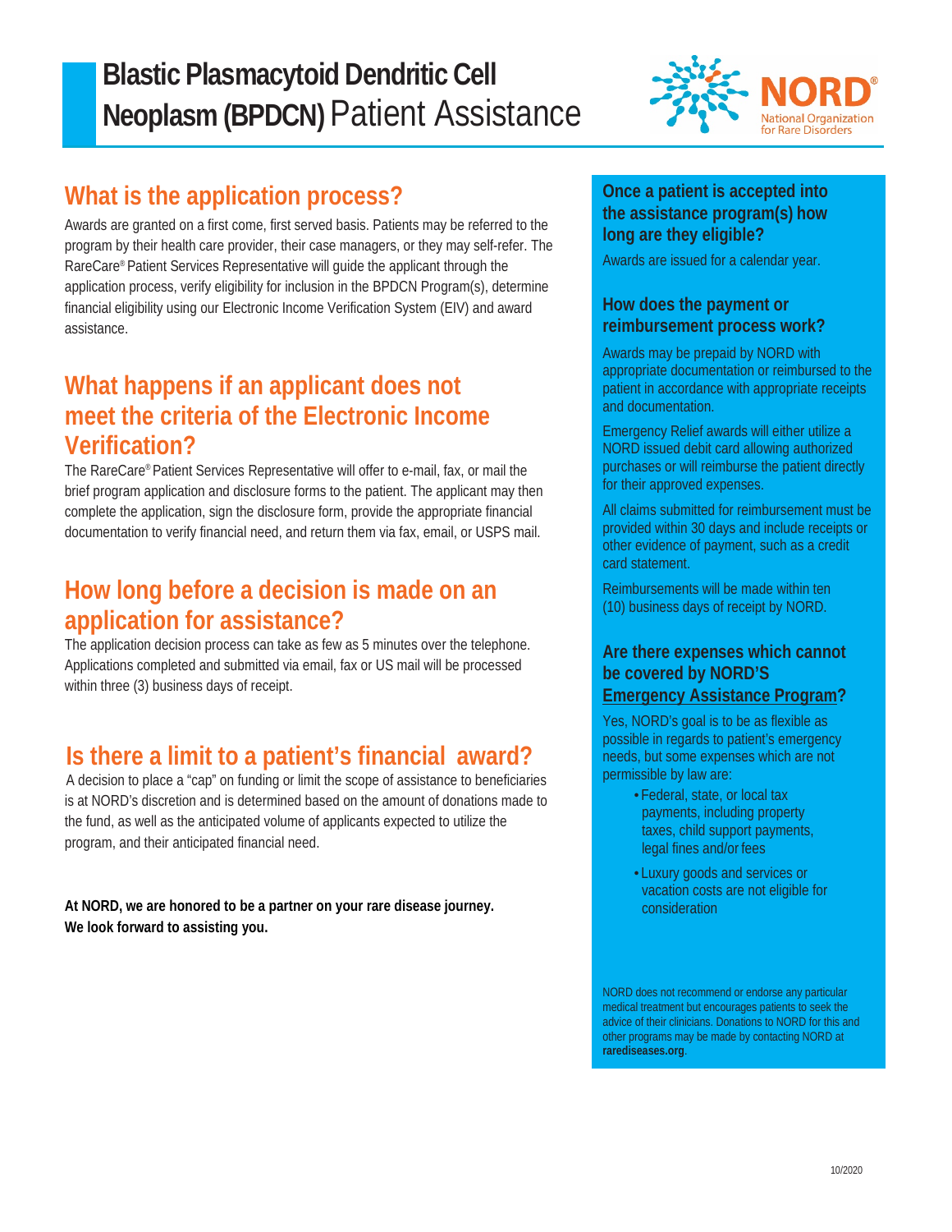# Blastic Plasmacytoid Dendritic Cell Neoplasm (BPDCN) Patient Assistance

NORD® National Organization for Rare Disorders

## What is the application process?

Awards are granted on a first come, first served basis. Patients may be referred to the program by their health care provider, their case managers, or they may self-refer. The RareCare® Patient Services Representative will guide the applicant through the application process, verify eligibility for inclusion in the BPDCN Program(s), determine financial eligibility using our Electronic Income Verification System (EIV) and award assistance.

## What happens if an applicant does not meet the criteria of the Electronic Income Verification?

The RareCare® Patient Services Representative will offer to e-mail, fax, or mail the brief program application and disclosure forms to the patient. The applicant may then complete the application, sign the disclosure form, provide the appropriate financial documentation to verify financial need, and return them via fax, email, or USPS mail.

## How long before a decision is made on an application for assistance?

The application decision process can take as few as 5 minutes over the telephone. Applications completed and submitted via email, fax or US mail will be processed within three (3) business days of receipt.

## Is there a limit to a patient's financial award?

A decision to place a "cap" on funding or limit the scope of assistance to beneficiaries is at NORD's discretion and is determined based on the amount of donations made to the fund, as well as the anticipated volume of applicants expected to utilize the program, and their anticipated financial need.

**At NORD, we are honored to be a partner on your rare disease journey. We look forward to assisting you.**

### Once a patient is accepted into the assistance program(s) how long are they eligible?

Awards are issued for a calendar year.

### How does the payment or reimbursement process work?

Awards may be prepaid by NORD with appropriate documentation or reimbursed to the patient in accordance with appropriate receipts and documentation.

Emergency Relief awards will either utilize a NORD issued debit card allowing authorized purchases or will reimburse the patient directly for their approved expenses.

All claims submitted for reimbursement must be provided within 30 days and include receipts or other evidence of payment, such as a credit card statement.

Reimbursements will be made within ten (10) business days of receipt by NORD.

### Are there expenses which cannot be covered by NORD'S Emergency Assistance Program?

Yes, NORD's goal is to be as flexible as possible in regards to patient's emergency needs, but some expenses which are not permissible by law are:

- Federal, state, or local tax payments, including property taxes, child support payments, legal fines and/or fees
- Luxury goods and services or vacation costs are not eligible for consideration

NORD does not recommend or endorse any particular medical treatment but encourages patients to seek the advice of their clinicians. Donations to NORD for this and other programs may be made by contacting NORD at **rarediseases.org**.

10/2020